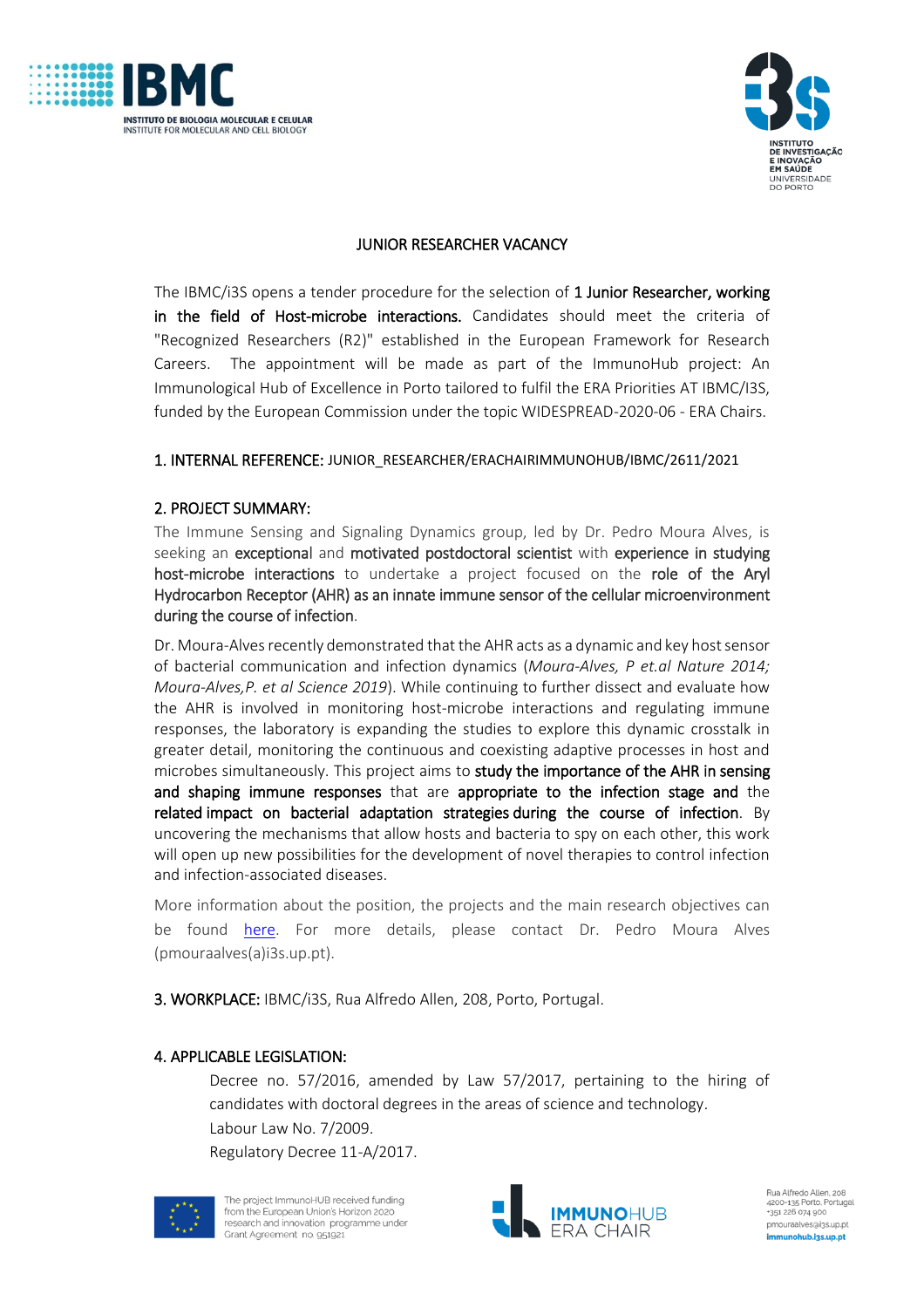# JUNIOR RESEARCHER VACANCY

The IBMC/i3S opens a tender procedure for the selection of **1 Junior Researcher, working in the field of Host-microbe interactions.** Candidates should meet the criteria of "Recognized Researchers (R2)" established in the European Framework for Research Careers. The appointment will be made as part of the ImmunoHub project: An Immunological Hub of Excellence in Porto tailored to fulfil the ERA Priorities AT IBMC/I3S, funded by the European Commission under the topic WIDESPREAD-2020-06 - ERA Chairs.

## 1. INTERNAL REFERENCE: JUNIOR_RESEARCHER/ERACHAIRIMMUNOHUB/IBMC/2611/2021

## 2. PROJECT SUMMARY:

The Immune Sensing and Signaling Dynamics group, led by Dr. Pedro Moura Alves, is seeking an **exceptional** and **motivated postdoctoral scientist** with **experience in studying host-microbe interactions** to undertake a project focused on the **role of the Aryl Hydrocarbon Receptor (AHR) as an innate immune sensor of the cellular microenvironment during the course of infection**.

Dr. Moura-Alves recently demonstrated that the AHR acts as a dynamic and key host sensor of bacterial communication and infection dynamics (*Moura-Alves, P et.al Nature 2014; Moura-Alves,P. et al Science 2019*). While continuing to further dissect and evaluate how the AHR is involved in monitoring host-microbe interactions and regulating immune responses, the laboratory is expanding the studies to explore this dynamic crosstalk in greater detail, monitoring the continuous and coexisting adaptive processes in host and microbes simultaneously. This project aims to **study the importance of the AHR in sensing and shaping immune responses** that are **appropriate to the infection stage and** the **related impact on bacterial adaptation strategies during the course of infection**. By uncovering the mechanisms that allow hosts and bacteria to spy on each other, this work will open up new possibilities for the development of novel therapies to control infection and infection-associated diseases.

More information about the position, the projects and the main research objectives can be found here. For more details, please contact Dr. Pedro Moura Alves (pmouraalves(a)i3s.up.pt).

## 3. WORKPLACE: IBMC/i3S, Rua Alfredo Allen, 208, Porto, Portugal.

## 4. APPLICABLE LEGISLATION:

Decree no. 57/2016, amended by Law 57/2017, pertaining to the hiring of candidates with doctoral degrees in the areas of science and technology.
Labour Law No. 7/2009.
Regulatory Decree 11-A/2017.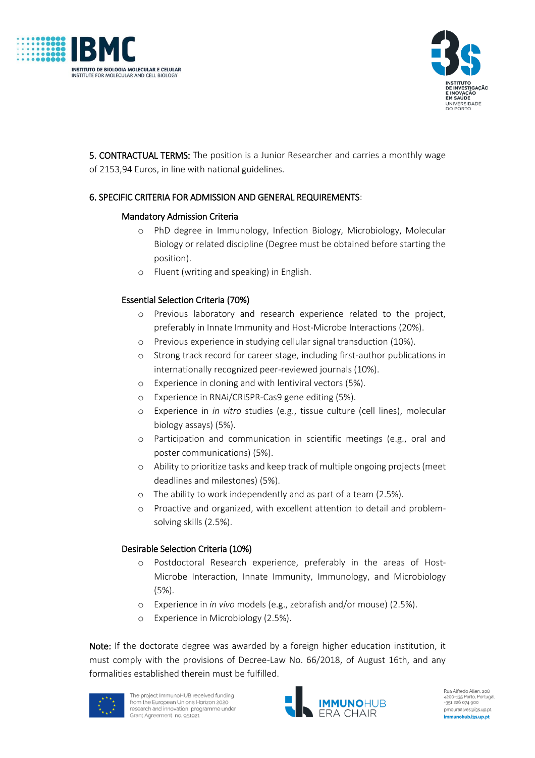**5. CONTRACTUAL TERMS:** The position is a Junior Researcher and carries a monthly wage of 2153,94 Euros, in line with national guidelines.

**6. SPECIFIC CRITERIA FOR ADMISSION AND GENERAL REQUIREMENTS:**

**Mandatory Admission Criteria**

- PhD degree in Immunology, Infection Biology, Microbiology, Molecular Biology or related discipline (Degree must be obtained before starting the position).
- Fluent (writing and speaking) in English.

**Essential Selection Criteria (70%)**

- Previous laboratory and research experience related to the project, preferably in Innate Immunity and Host-Microbe Interactions (20%).
- Previous experience in studying cellular signal transduction (10%).
- Strong track record for career stage, including first-author publications in internationally recognized peer-reviewed journals (10%).
- Experience in cloning and with lentiviral vectors (5%).
- Experience in RNAi/CRISPR-Cas9 gene editing (5%).
- Experience in *in vitro* studies (e.g., tissue culture (cell lines), molecular biology assays) (5%).
- Participation and communication in scientific meetings (e.g., oral and poster communications) (5%).
- Ability to prioritize tasks and keep track of multiple ongoing projects (meet deadlines and milestones) (5%).
- The ability to work independently and as part of a team (2.5%).
- Proactive and organized, with excellent attention to detail and problem-solving skills (2.5%).

**Desirable Selection Criteria (10%)**

- Postdoctoral Research experience, preferably in the areas of Host-Microbe Interaction, Innate Immunity, Immunology, and Microbiology (5%).
- Experience in *in vivo* models (e.g., zebrafish and/or mouse) (2.5%).
- Experience in Microbiology (2.5%).

**Note:** If the doctorate degree was awarded by a foreign higher education institution, it must comply with the provisions of Decree-Law No. 66/2018, of August 16th, and any formalities established therein must be fulfilled.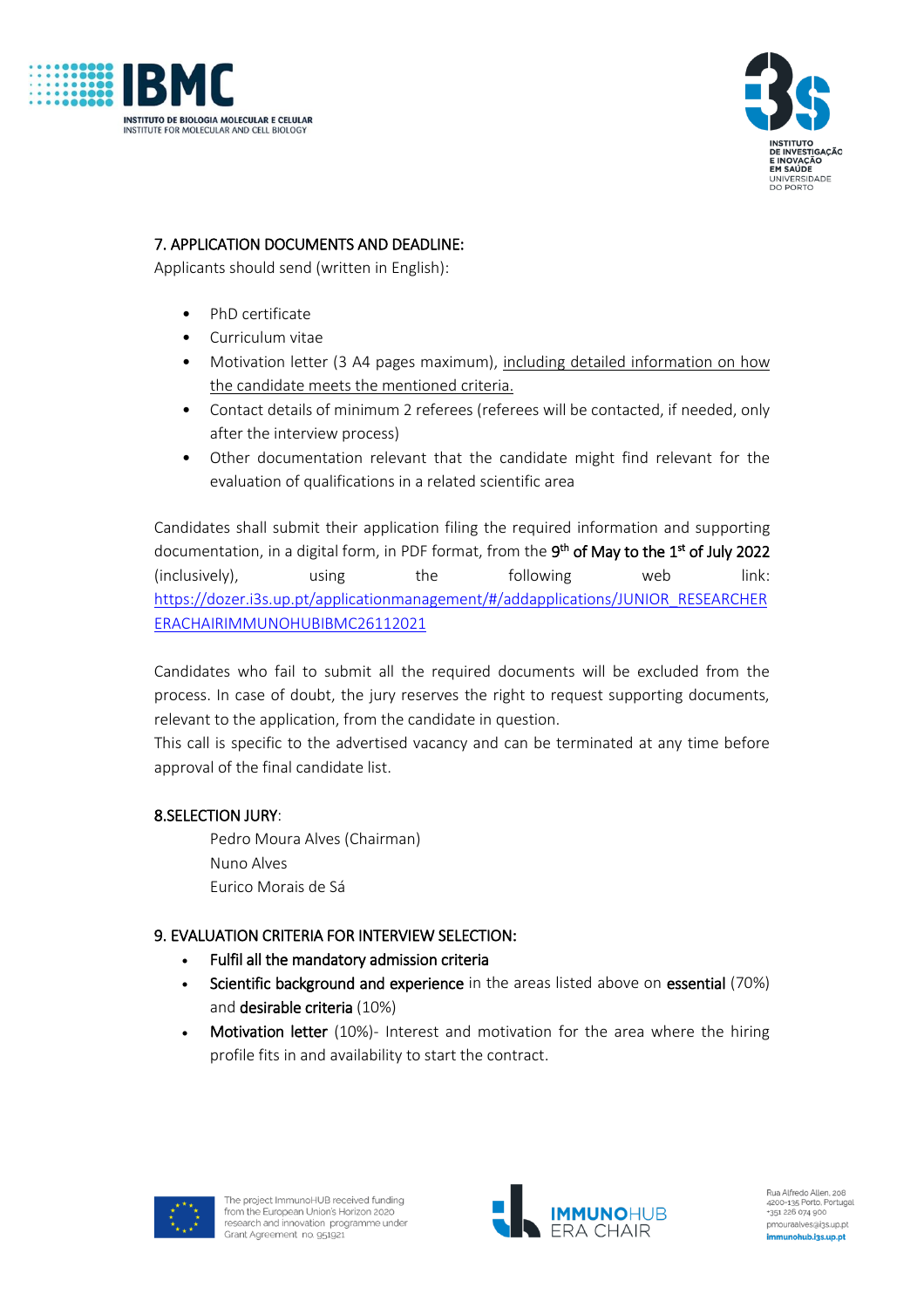## 7. APPLICATION DOCUMENTS AND DEADLINE:

Applicants should send (written in English):

- PhD certificate
- Curriculum vitae
- Motivation letter (3 A4 pages maximum), including detailed information on how the candidate meets the mentioned criteria.
- Contact details of minimum 2 referees (referees will be contacted, if needed, only after the interview process)
- Other documentation relevant that the candidate might find relevant for the evaluation of qualifications in a related scientific area

Candidates shall submit their application filing the required information and supporting documentation, in a digital form, in PDF format, from the **9th of May to the 1st of July 2022** (inclusively), using the following web link: https://dozer.i3s.up.pt/applicationmanagement/#/addapplications/JUNIOR_RESEARCHERERACHAIRIMMUNOHUBIBMC26112021

Candidates who fail to submit all the required documents will be excluded from the process. In case of doubt, the jury reserves the right to request supporting documents, relevant to the application, from the candidate in question.
This call is specific to the advertised vacancy and can be terminated at any time before approval of the final candidate list.

## 8.SELECTION JURY:

Pedro Moura Alves (Chairman)
Nuno Alves
Eurico Morais de Sá

## 9. EVALUATION CRITERIA FOR INTERVIEW SELECTION:

- **Fulfil all the mandatory admission criteria**
- **Scientific background and experience** in the areas listed above on **essential** (70%) and **desirable criteria** (10%)
- **Motivation letter** (10%)- Interest and motivation for the area where the hiring profile fits in and availability to start the contract.

The project ImmunoHUB received funding from the European Union's Horizon 2020 research and innovation programme under Grant Agreement no. 951921

Rua Alfredo Allen, 208
4200-135 Porto, Portugal
+351 226 074 900
pmouraalves@i3s.up.pt
immunohub.i3s.up.pt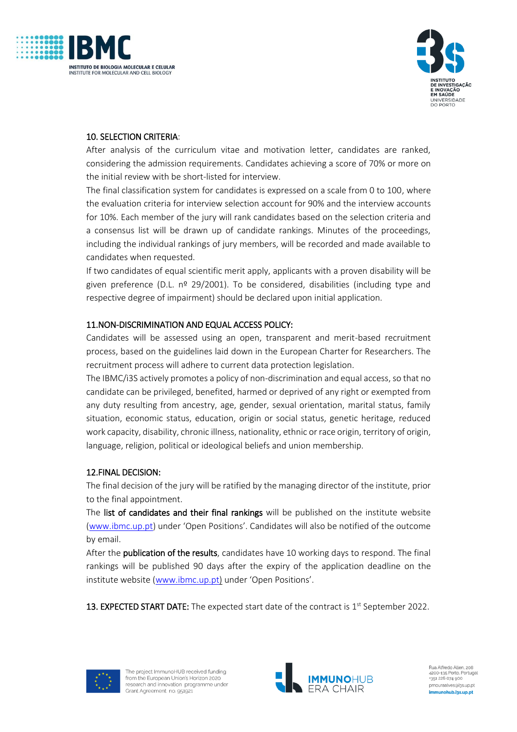**10. SELECTION CRITERIA:**
After analysis of the curriculum vitae and motivation letter, candidates are ranked, considering the admission requirements. Candidates achieving a score of 70% or more on the initial review with be short-listed for interview.
The final classification system for candidates is expressed on a scale from 0 to 100, where the evaluation criteria for interview selection account for 90% and the interview accounts for 10%. Each member of the jury will rank candidates based on the selection criteria and a consensus list will be drawn up of candidate rankings. Minutes of the proceedings, including the individual rankings of jury members, will be recorded and made available to candidates when requested.
If two candidates of equal scientific merit apply, applicants with a proven disability will be given preference (D.L. nº 29/2001). To be considered, disabilities (including type and respective degree of impairment) should be declared upon initial application.

**11.NON-DISCRIMINATION AND EQUAL ACCESS POLICY:**
Candidates will be assessed using an open, transparent and merit-based recruitment process, based on the guidelines laid down in the European Charter for Researchers. The recruitment process will adhere to current data protection legislation.
The IBMC/i3S actively promotes a policy of non-discrimination and equal access, so that no candidate can be privileged, benefited, harmed or deprived of any right or exempted from any duty resulting from ancestry, age, gender, sexual orientation, marital status, family situation, economic status, education, origin or social status, genetic heritage, reduced work capacity, disability, chronic illness, nationality, ethnic or race origin, territory of origin, language, religion, political or ideological beliefs and union membership.

**12.FINAL DECISION:**
The final decision of the jury will be ratified by the managing director of the institute, prior to the final appointment.
The **list of candidates and their final rankings** will be published on the institute website ([www.ibmc.up.pt](www.ibmc.up.pt)) under 'Open Positions'. Candidates will also be notified of the outcome by email.
After the **publication of the results**, candidates have 10 working days to respond. The final rankings will be published 90 days after the expiry of the application deadline on the institute website ([www.ibmc.up.pt)](www.ibmc.up.pt) under 'Open Positions'.

**13. EXPECTED START DATE:** The expected start date of the contract is 1st September 2022.

The project ImmunoHUB received funding from the European Union's Horizon 2020 research and innovation programme under Grant Agreement no. 951921

Rua Alfredo Allen, 208
4200-135 Porto, Portugal
+351 226 074 900
pmouraalves@i3s.up.pt
immunohub.i3s.up.pt